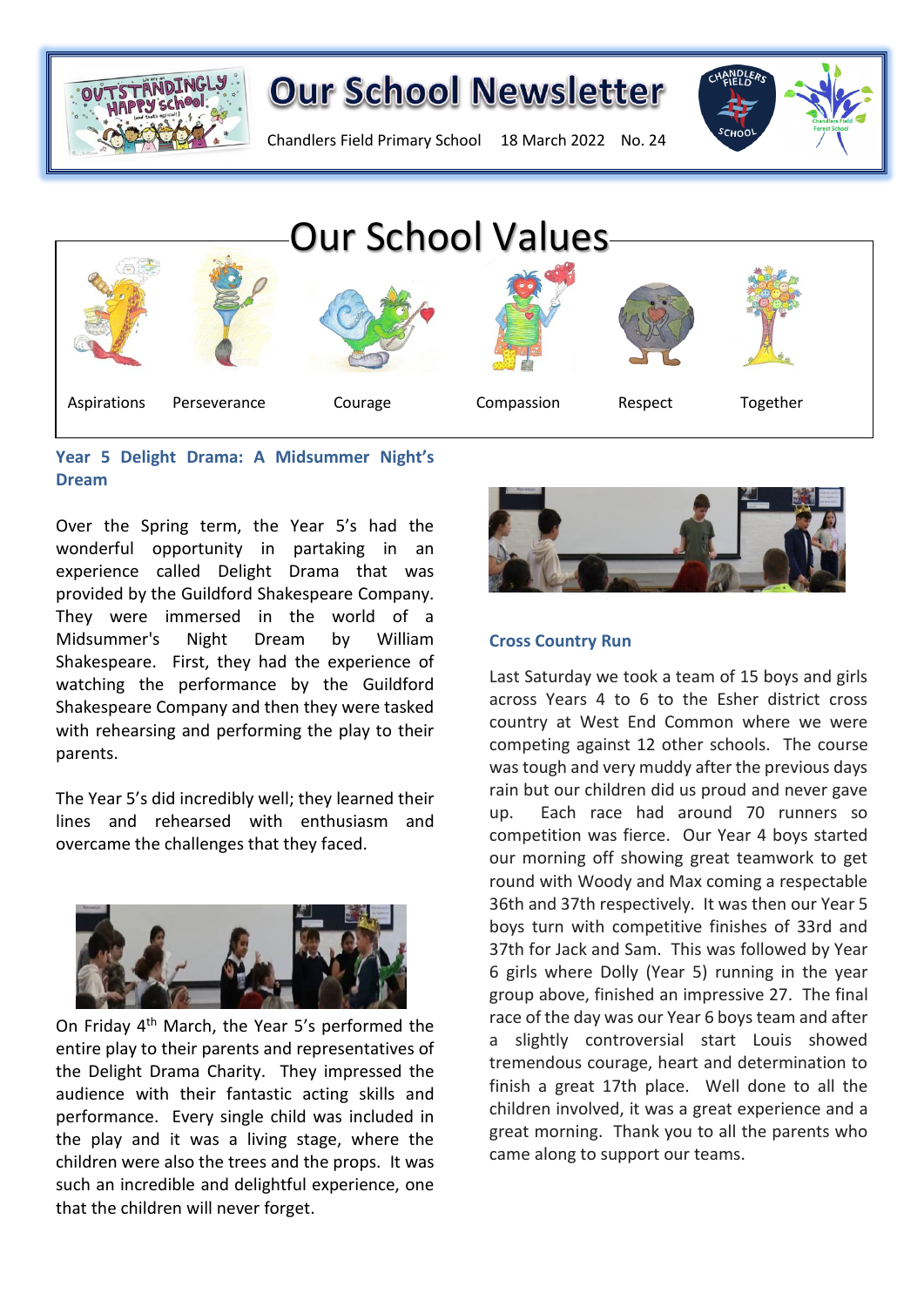# Our School Newsletter

Chandlers Field Primary School 18 March 2022 No. 24

## Our School Values

Aspirations Perseverance Courage Compassion Respect Together

### Year 5 Delight Drama: A Midsummer Night's Dream

Over the Spring term, the Year 5's had the wonderful opportunity in partaking in an experience called Delight Drama that was provided by the Guildford Shakespeare Company. They were immersed in the world of a Midsummer's Night Dream by William Shakespeare. First, they had the experience of watching the performance by the Guildford Shakespeare Company and then they were tasked with rehearsing and performing the play to their parents.

The Year 5's did incredibly well; they learned their lines and rehearsed with enthusiasm and overcame the challenges that they faced.

On Friday 4th March, the Year 5's performed the entire play to their parents and representatives of the Delight Drama Charity. They impressed the audience with their fantastic acting skills and performance. Every single child was included in the play and it was a living stage, where the children were also the trees and the props. It was such an incredible and delightful experience, one that the children will never forget.

### Cross Country Run

Last Saturday we took a team of 15 boys and girls across Years 4 to 6 to the Esher district cross country at West End Common where we were competing against 12 other schools. The course was tough and very muddy after the previous days rain but our children did us proud and never gave up. Each race had around 70 runners so competition was fierce. Our Year 4 boys started our morning off showing great teamwork to get round with Woody and Max coming a respectable 36th and 37th respectively. It was then our Year 5 boys turn with competitive finishes of 33rd and 37th for Jack and Sam. This was followed by Year 6 girls where Dolly (Year 5) running in the year group above, finished an impressive 27. The final race of the day was our Year 6 boys team and after a slightly controversial start Louis showed tremendous courage, heart and determination to finish a great 17th place. Well done to all the children involved, it was a great experience and a great morning. Thank you to all the parents who came along to support our teams.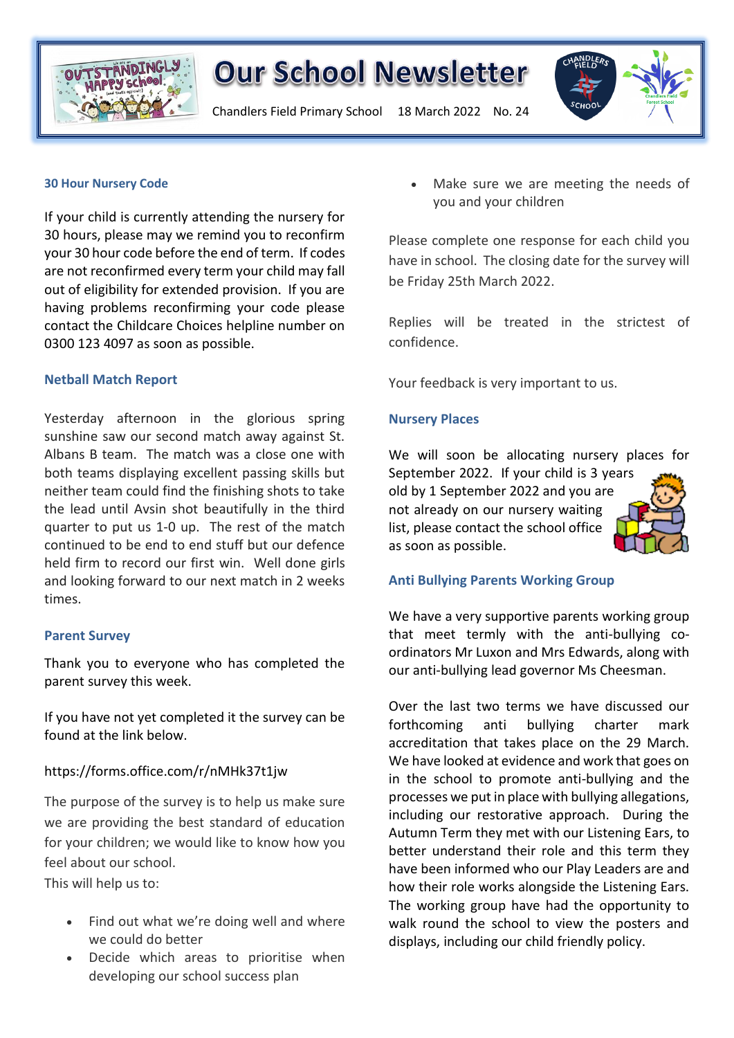# Our School Newsletter

Chandlers Field Primary School 18 March 2022 No. 24

### 30 Hour Nursery Code

If your child is currently attending the nursery for 30 hours, please may we remind you to reconfirm your 30 hour code before the end of term. If codes are not reconfirmed every term your child may fall out of eligibility for extended provision. If you are having problems reconfirming your code please contact the Childcare Choices helpline number on 0300 123 4097 as soon as possible.

### Netball Match Report

Yesterday afternoon in the glorious spring sunshine saw our second match away against St. Albans B team. The match was a close one with both teams displaying excellent passing skills but neither team could find the finishing shots to take the lead until Avsin shot beautifully in the third quarter to put us 1-0 up. The rest of the match continued to be end to end stuff but our defence held firm to record our first win. Well done girls and looking forward to our next match in 2 weeks times.

### Parent Survey

Thank you to everyone who has completed the parent survey this week.

If you have not yet completed it the survey can be found at the link below.

https://forms.office.com/r/nMHk37t1jw

The purpose of the survey is to help us make sure we are providing the best standard of education for your children; we would like to know how you feel about our school.
This will help us to:

- Find out what we're doing well and where we could do better
- Decide which areas to prioritise when developing our school success plan
- Make sure we are meeting the needs of you and your children

Please complete one response for each child you have in school. The closing date for the survey will be Friday 25th March 2022.

Replies will be treated in the strictest of confidence.

Your feedback is very important to us.

### Nursery Places

We will soon be allocating nursery places for September 2022. If your child is 3 years old by 1 September 2022 and you are not already on our nursery waiting list, please contact the school office as soon as possible.

### Anti Bullying Parents Working Group

We have a very supportive parents working group that meet termly with the anti-bullying co-ordinators Mr Luxon and Mrs Edwards, along with our anti-bullying lead governor Ms Cheesman.

Over the last two terms we have discussed our forthcoming anti bullying charter mark accreditation that takes place on the 29 March. We have looked at evidence and work that goes on in the school to promote anti-bullying and the processes we put in place with bullying allegations, including our restorative approach. During the Autumn Term they met with our Listening Ears, to better understand their role and this term they have been informed who our Play Leaders are and how their role works alongside the Listening Ears. The working group have had the opportunity to walk round the school to view the posters and displays, including our child friendly policy.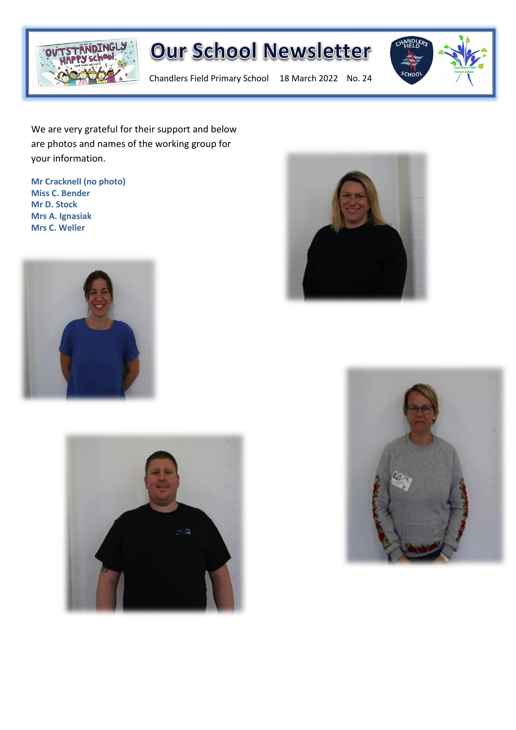We are very grateful for their support and below are photos and names of the working group for your information.

**Mr Cracknell (no photo)**
**Miss C. Bender**
**Mr D. Stock**
**Mrs A. Ignasiak**
**Mrs C. Weller**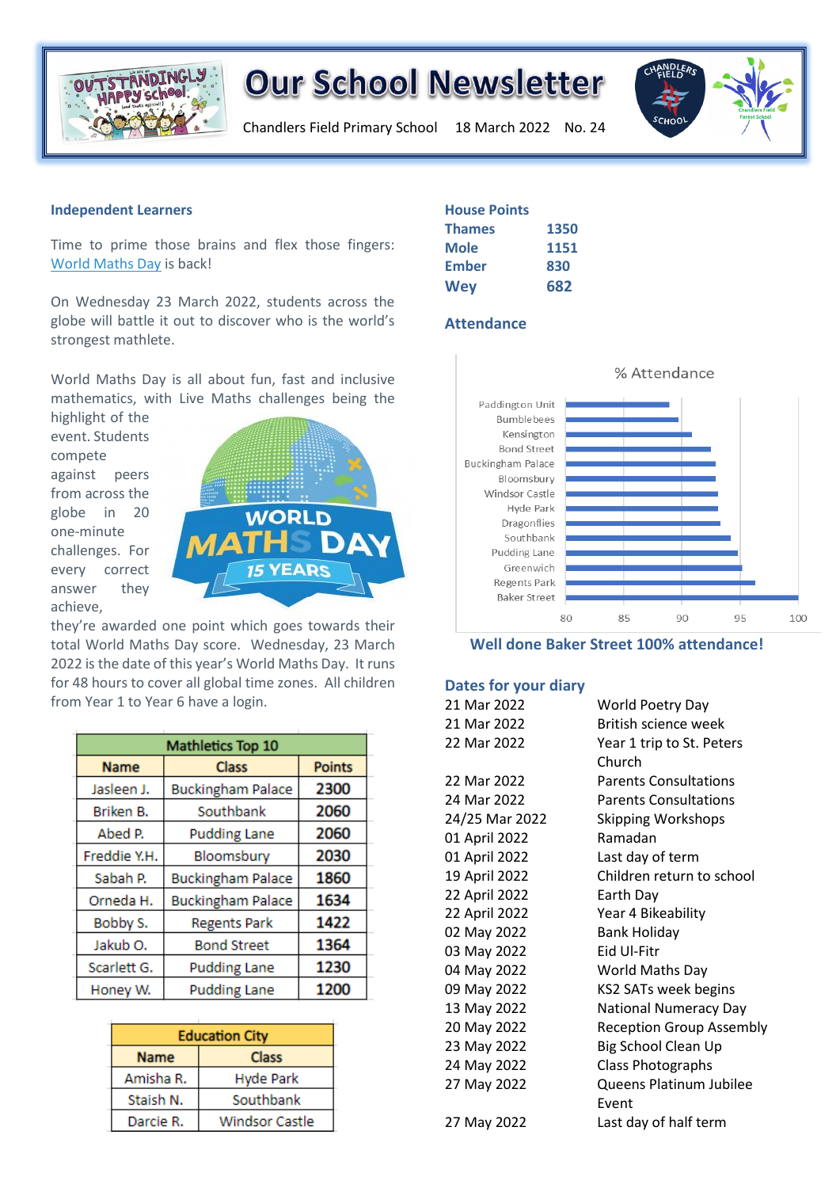# Our School Newsletter

Chandlers Field Primary School 18 March 2022 No. 24

## Independent Learners

Time to prime those brains and flex those fingers: World Maths Day is back!

On Wednesday 23 March 2022, students across the globe will battle it out to discover who is the world's strongest mathlete.

World Maths Day is all about fun, fast and inclusive mathematics, with Live Maths challenges being the highlight of the event. Students compete against peers from across the globe in 20 one-minute challenges. For every correct answer they achieve, they're awarded one point which goes towards their total World Maths Day score. Wednesday, 23 March 2022 is the date of this year's World Maths Day. It runs for 48 hours to cover all global time zones. All children from Year 1 to Year 6 have a login.

| Mathletics Top 10 | | |
|---|---|---|
| **Name** | **Class** | **Points** |
| Jasleen J. | Buckingham Palace | 2300 |
| Briken B. | Southbank | 2060 |
| Abed P. | Pudding Lane | 2060 |
| Freddie Y.H. | Bloomsbury | 2030 |
| Sabah P. | Buckingham Palace | 1860 |
| Orneda H. | Buckingham Palace | 1634 |
| Bobby S. | Regents Park | 1422 |
| Jakub O. | Bond Street | 1364 |
| Scarlett G. | Pudding Lane | 1230 |
| Honey W. | Pudding Lane | 1200 |

| Education City | |
|---|---|
| **Name** | **Class** |
| Amisha R. | Hyde Park |
| Staish N. | Southbank |
| Darcie R. | Windsor Castle |

## House Points

| | |
|---|---|
| Thames | 1350 |
| Mole | 1151 |
| Ember | 830 |
| Wey | 682 |

## Attendance

% Attendance

(Bar chart, axis 80–100: Paddington Unit, Bumblebees, Kensington, Bond Street, Buckingham Palace, Bloomsbury, Windsor Castle, Hyde Park, Dragonflies, Southbank, Pudding Lane, Greenwich, Regents Park, Baker Street)

**Well done Baker Street 100% attendance!**

## Dates for your diary

| | |
|---|---|
| 21 Mar 2022 | World Poetry Day |
| 21 Mar 2022 | British science week |
| 22 Mar 2022 | Year 1 trip to St. Peters Church |
| 22 Mar 2022 | Parents Consultations |
| 24 Mar 2022 | Parents Consultations |
| 24/25 Mar 2022 | Skipping Workshops |
| 01 April 2022 | Ramadan |
| 01 April 2022 | Last day of term |
| 19 April 2022 | Children return to school |
| 22 April 2022 | Earth Day |
| 22 April 2022 | Year 4 Bikeability |
| 02 May 2022 | Bank Holiday |
| 03 May 2022 | Eid Ul-Fitr |
| 04 May 2022 | World Maths Day |
| 09 May 2022 | KS2 SATs week begins |
| 13 May 2022 | National Numeracy Day |
| 20 May 2022 | Reception Group Assembly |
| 23 May 2022 | Big School Clean Up |
| 24 May 2022 | Class Photographs |
| 27 May 2022 | Queens Platinum Jubilee Event |
| 27 May 2022 | Last day of half term |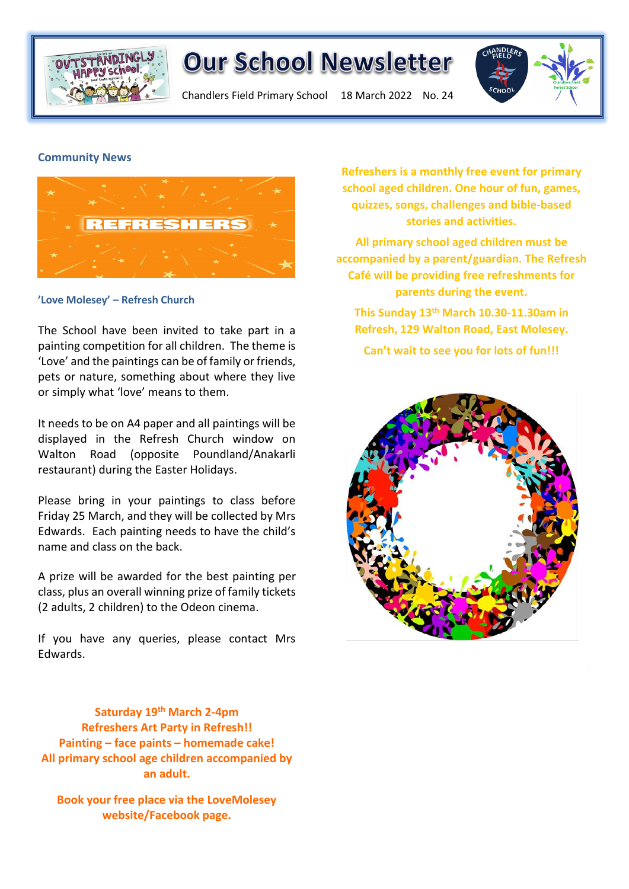# Our School Newsletter

Chandlers Field Primary School 18 March 2022 No. 24

## Community News

REFRESHERS

**'Love Molesey' – Refresh Church**

The School have been invited to take part in a painting competition for all children. The theme is 'Love' and the paintings can be of family or friends, pets or nature, something about where they live or simply what 'love' means to them.

It needs to be on A4 paper and all paintings will be displayed in the Refresh Church window on Walton Road (opposite Poundland/Anakarli restaurant) during the Easter Holidays.

Please bring in your paintings to class before Friday 25 March, and they will be collected by Mrs Edwards. Each painting needs to have the child's name and class on the back.

A prize will be awarded for the best painting per class, plus an overall winning prize of family tickets (2 adults, 2 children) to the Odeon cinema.

If you have any queries, please contact Mrs Edwards.

**Saturday 19th March 2-4pm**
**Refreshers Art Party in Refresh!!**
**Painting – face paints – homemade cake!**
**All primary school age children accompanied by an adult.**

**Book your free place via the LoveMolesey website/Facebook page.**

**Refreshers is a monthly free event for primary school aged children. One hour of fun, games, quizzes, songs, challenges and bible-based stories and activities.**

**All primary school aged children must be accompanied by a parent/guardian. The Refresh Café will be providing free refreshments for parents during the event.**

**This Sunday 13th March 10.30-11.30am in Refresh, 129 Walton Road, East Molesey.**

**Can't wait to see you for lots of fun!!!**